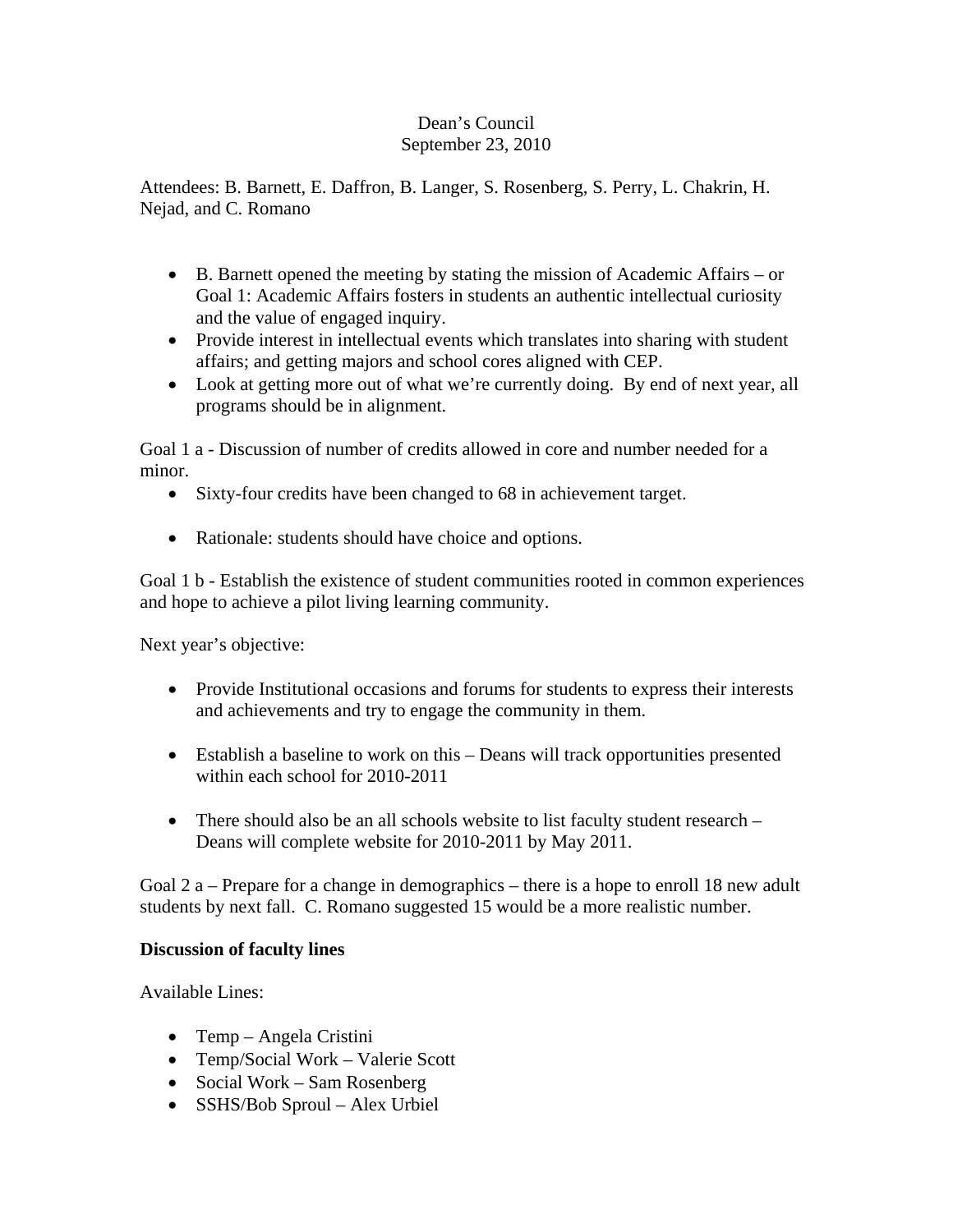Dean's Council
September 23, 2010

Attendees: B. Barnett, E. Daffron, B. Langer, S. Rosenberg, S. Perry, L. Chakrin, H. Nejad, and C. Romano

- B. Barnett opened the meeting by stating the mission of Academic Affairs – or Goal 1: Academic Affairs fosters in students an authentic intellectual curiosity and the value of engaged inquiry.
- Provide interest in intellectual events which translates into sharing with student affairs; and getting majors and school cores aligned with CEP.
- Look at getting more out of what we're currently doing. By end of next year, all programs should be in alignment.

Goal 1 a - Discussion of number of credits allowed in core and number needed for a minor.

- Sixty-four credits have been changed to 68 in achievement target.
- Rationale: students should have choice and options.

Goal 1 b - Establish the existence of student communities rooted in common experiences and hope to achieve a pilot living learning community.

Next year's objective:

- Provide Institutional occasions and forums for students to express their interests and achievements and try to engage the community in them.
- Establish a baseline to work on this – Deans will track opportunities presented within each school for 2010-2011
- There should also be an all schools website to list faculty student research – Deans will complete website for 2010-2011 by May 2011.

Goal 2 a – Prepare for a change in demographics – there is a hope to enroll 18 new adult students by next fall. C. Romano suggested 15 would be a more realistic number.

**Discussion of faculty lines**

Available Lines:

- Temp – Angela Cristini
- Temp/Social Work – Valerie Scott
- Social Work – Sam Rosenberg
- SSHS/Bob Sproul – Alex Urbiel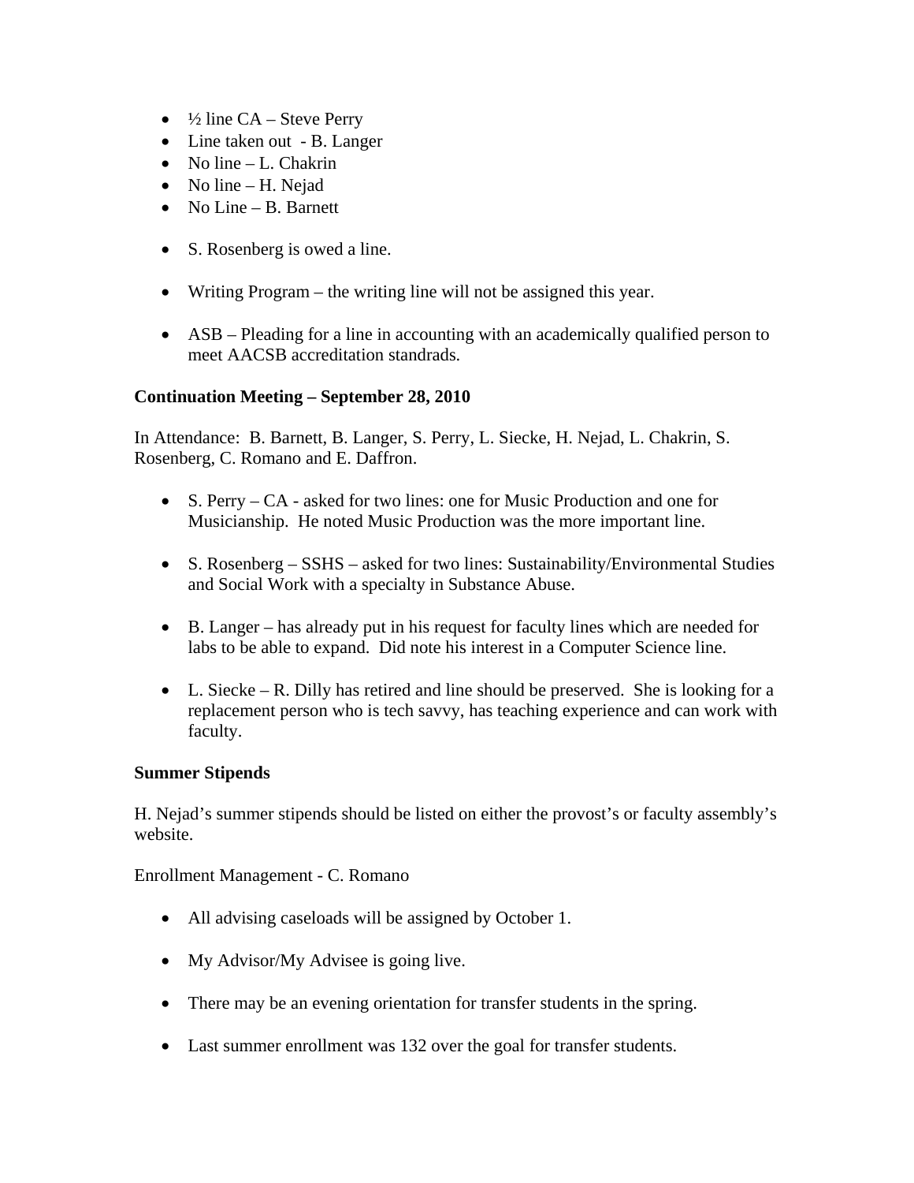- ½ line CA – Steve Perry
- Line taken out - B. Langer
- No line – L. Chakrin
- No line – H. Nejad
- No Line – B. Barnett

- S. Rosenberg is owed a line.

- Writing Program – the writing line will not be assigned this year.

- ASB – Pleading for a line in accounting with an academically qualified person to meet AACSB accreditation standrads.

**Continuation Meeting – September 28, 2010**

In Attendance: B. Barnett, B. Langer, S. Perry, L. Siecke, H. Nejad, L. Chakrin, S. Rosenberg, C. Romano and E. Daffron.

- S. Perry – CA - asked for two lines: one for Music Production and one for Musicianship. He noted Music Production was the more important line.

- S. Rosenberg – SSHS – asked for two lines: Sustainability/Environmental Studies and Social Work with a specialty in Substance Abuse.

- B. Langer – has already put in his request for faculty lines which are needed for labs to be able to expand. Did note his interest in a Computer Science line.

- L. Siecke – R. Dilly has retired and line should be preserved. She is looking for a replacement person who is tech savvy, has teaching experience and can work with faculty.

**Summer Stipends**

H. Nejad's summer stipends should be listed on either the provost's or faculty assembly's website.

Enrollment Management - C. Romano

- All advising caseloads will be assigned by October 1.

- My Advisor/My Advisee is going live.

- There may be an evening orientation for transfer students in the spring.

- Last summer enrollment was 132 over the goal for transfer students.